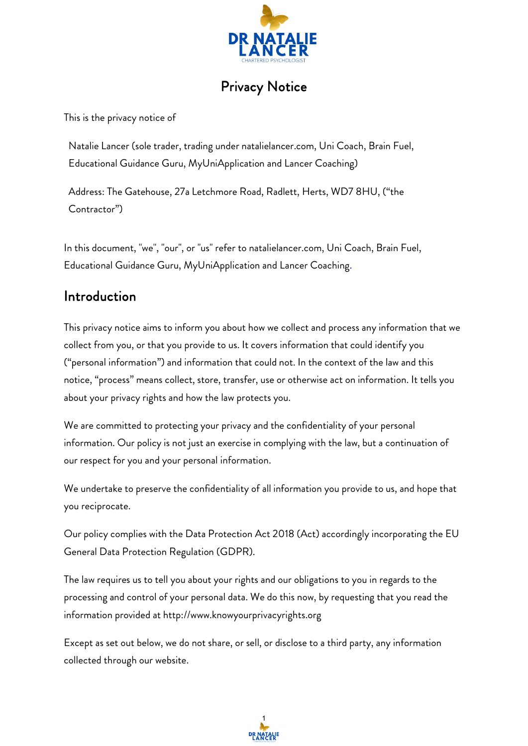# Privacy Notice

This is the privacy notice of

Natalie Lancer (sole trader, trading under natalielancer.com, Uni Coach, Brain Fuel, Educational Guidance Guru, MyUniApplication and Lancer Coaching)

Address: The Gatehouse, 27a Letchmore Road, Radlett, Herts, WD7 8HU, ("the Contractor")

In this document, "we", "our", or "us" refer to natalielancer.com, Uni Coach, Brain Fuel, Educational Guidance Guru, MyUniApplication and Lancer Coaching.

## Introduction

This privacy notice aims to inform you about how we collect and process any information that we collect from you, or that you provide to us. It covers information that could identify you ("personal information") and information that could not. In the context of the law and this notice, "process" means collect, store, transfer, use or otherwise act on information. It tells you about your privacy rights and how the law protects you.

We are committed to protecting your privacy and the confidentiality of your personal information. Our policy is not just an exercise in complying with the law, but a continuation of our respect for you and your personal information.

We undertake to preserve the confidentiality of all information you provide to us, and hope that you reciprocate.

Our policy complies with the Data Protection Act 2018 (Act) accordingly incorporating the EU General Data Protection Regulation (GDPR).

The law requires us to tell you about your rights and our obligations to you in regards to the processing and control of your personal data. We do this now, by requesting that you read the information provided at http://www.knowyourprivacyrights.org

Except as set out below, we do not share, or sell, or disclose to a third party, any information collected through our website.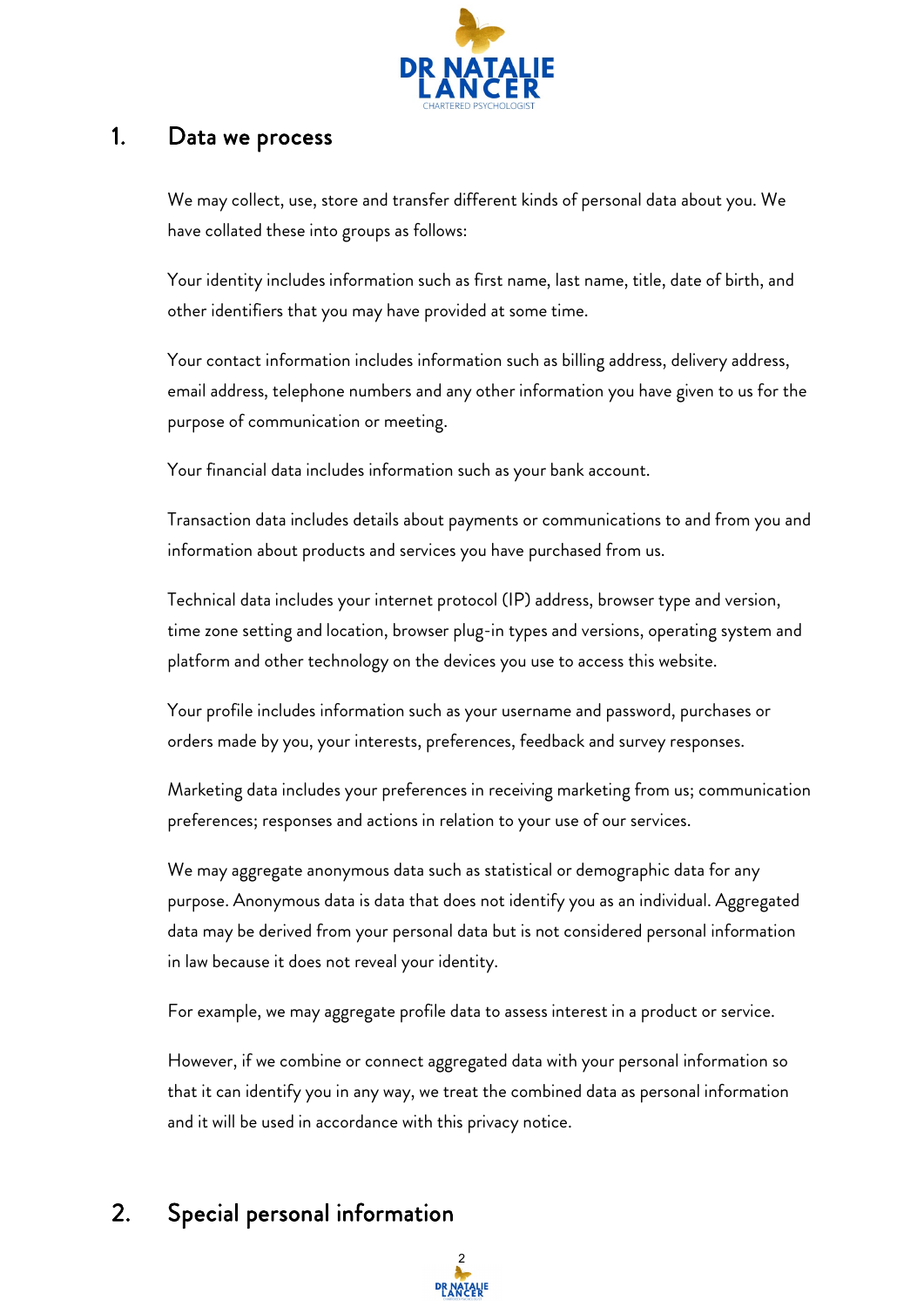## 1. Data we process

We may collect, use, store and transfer different kinds of personal data about you. We have collated these into groups as follows:

Your identity includes information such as first name, last name, title, date of birth, and other identifiers that you may have provided at some time.

Your contact information includes information such as billing address, delivery address, email address, telephone numbers and any other information you have given to us for the purpose of communication or meeting.

Your financial data includes information such as your bank account.

Transaction data includes details about payments or communications to and from you and information about products and services you have purchased from us.

Technical data includes your internet protocol (IP) address, browser type and version, time zone setting and location, browser plug-in types and versions, operating system and platform and other technology on the devices you use to access this website.

Your profile includes information such as your username and password, purchases or orders made by you, your interests, preferences, feedback and survey responses.

Marketing data includes your preferences in receiving marketing from us; communication preferences; responses and actions in relation to your use of our services.

We may aggregate anonymous data such as statistical or demographic data for any purpose. Anonymous data is data that does not identify you as an individual. Aggregated data may be derived from your personal data but is not considered personal information in law because it does not reveal your identity.

For example, we may aggregate profile data to assess interest in a product or service.

However, if we combine or connect aggregated data with your personal information so that it can identify you in any way, we treat the combined data as personal information and it will be used in accordance with this privacy notice.

## 2. Special personal information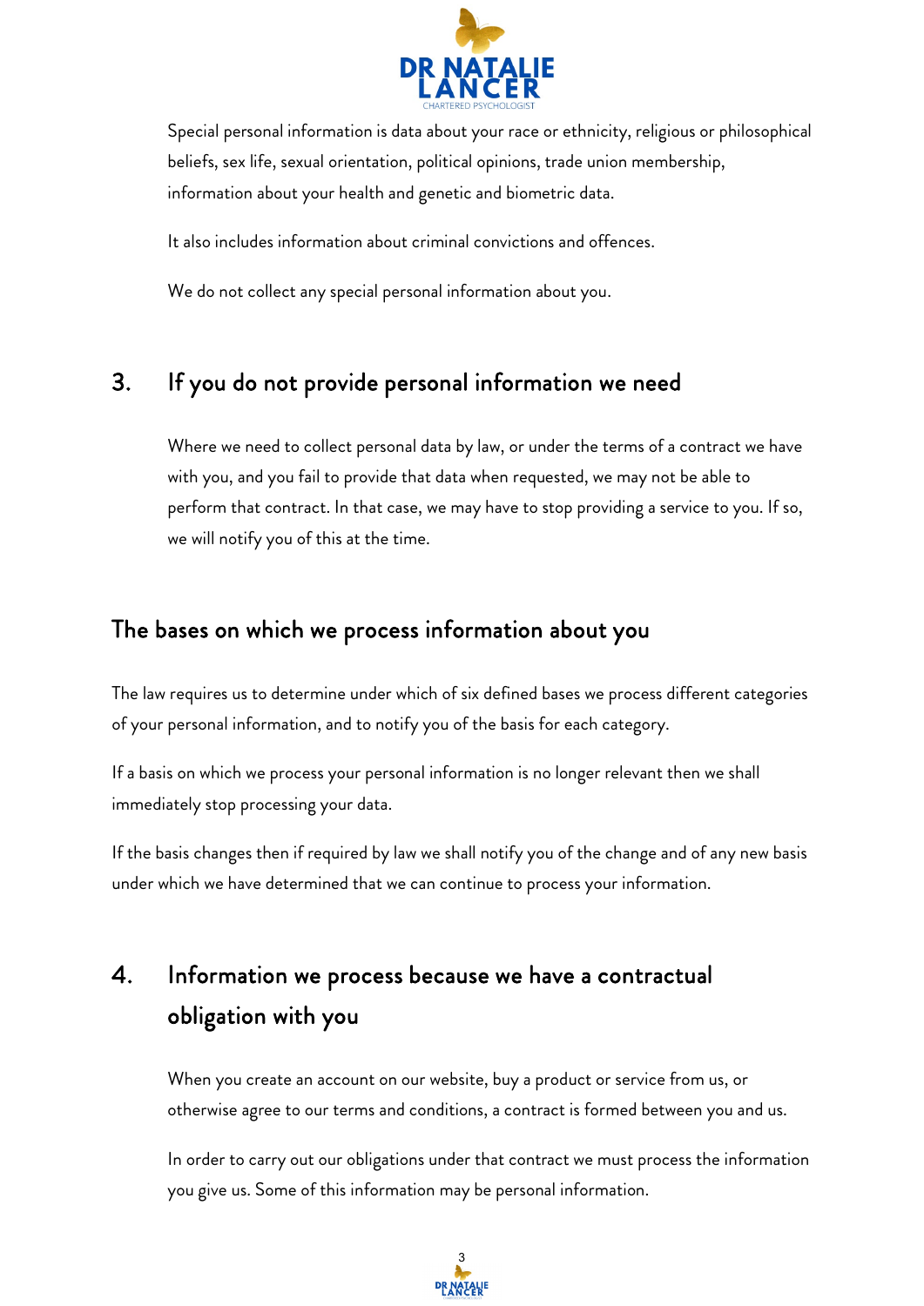Special personal information is data about your race or ethnicity, religious or philosophical beliefs, sex life, sexual orientation, political opinions, trade union membership, information about your health and genetic and biometric data.

It also includes information about criminal convictions and offences.

We do not collect any special personal information about you.

## 3. If you do not provide personal information we need

Where we need to collect personal data by law, or under the terms of a contract we have with you, and you fail to provide that data when requested, we may not be able to perform that contract. In that case, we may have to stop providing a service to you. If so, we will notify you of this at the time.

## The bases on which we process information about you

The law requires us to determine under which of six defined bases we process different categories of your personal information, and to notify you of the basis for each category.

If a basis on which we process your personal information is no longer relevant then we shall immediately stop processing your data.

If the basis changes then if required by law we shall notify you of the change and of any new basis under which we have determined that we can continue to process your information.

## 4. Information we process because we have a contractual obligation with you

When you create an account on our website, buy a product or service from us, or otherwise agree to our terms and conditions, a contract is formed between you and us.

In order to carry out our obligations under that contract we must process the information you give us. Some of this information may be personal information.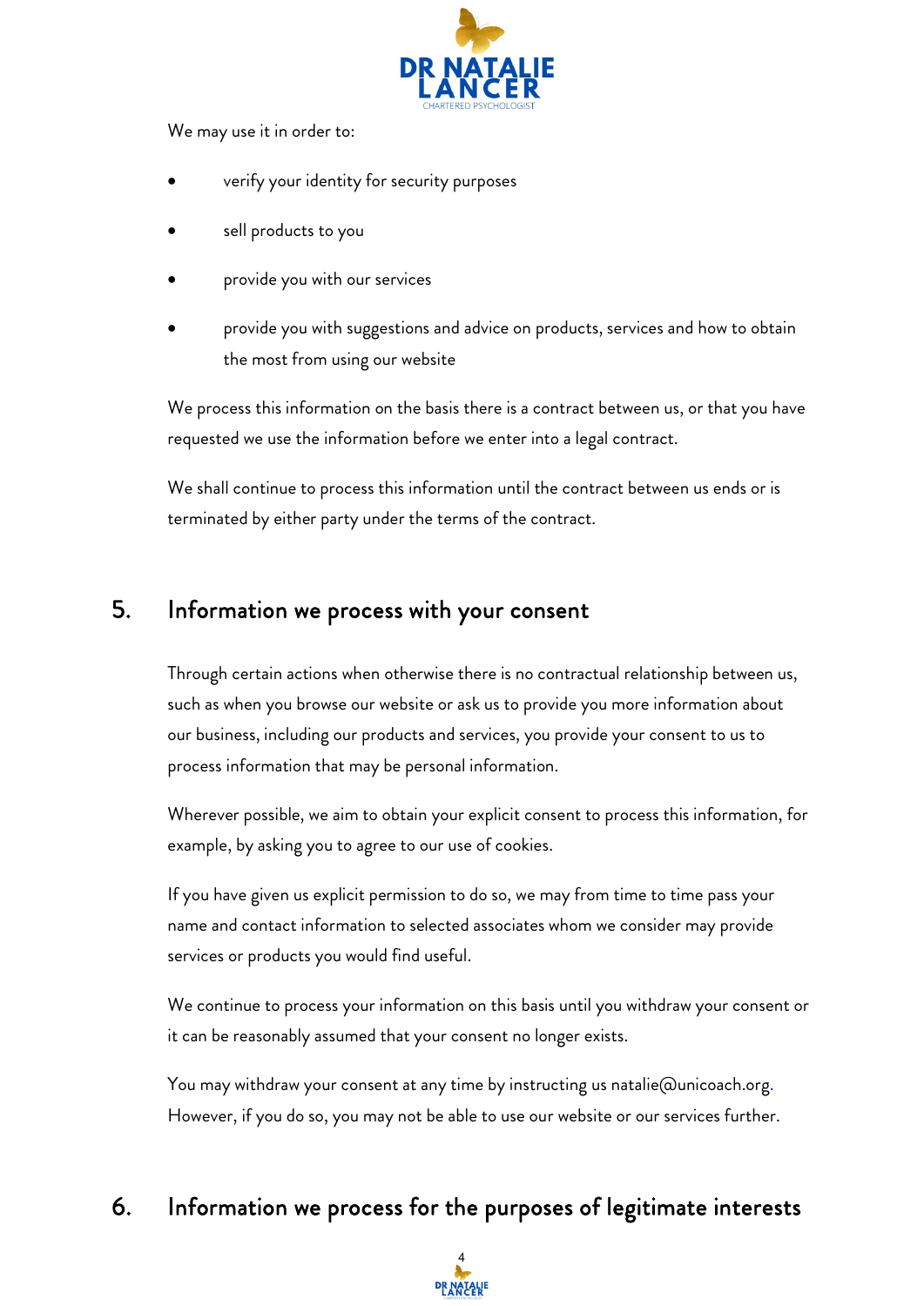We may use it in order to:

- verify your identity for security purposes
- sell products to you
- provide you with our services
- provide you with suggestions and advice on products, services and how to obtain the most from using our website

We process this information on the basis there is a contract between us, or that you have requested we use the information before we enter into a legal contract.

We shall continue to process this information until the contract between us ends or is terminated by either party under the terms of the contract.

## 5. Information we process with your consent

Through certain actions when otherwise there is no contractual relationship between us, such as when you browse our website or ask us to provide you more information about our business, including our products and services, you provide your consent to us to process information that may be personal information.

Wherever possible, we aim to obtain your explicit consent to process this information, for example, by asking you to agree to our use of cookies.

If you have given us explicit permission to do so, we may from time to time pass your name and contact information to selected associates whom we consider may provide services or products you would find useful.

We continue to process your information on this basis until you withdraw your consent or it can be reasonably assumed that your consent no longer exists.

You may withdraw your consent at any time by instructing us natalie@unicoach.org. However, if you do so, you may not be able to use our website or our services further.

## 6. Information we process for the purposes of legitimate interests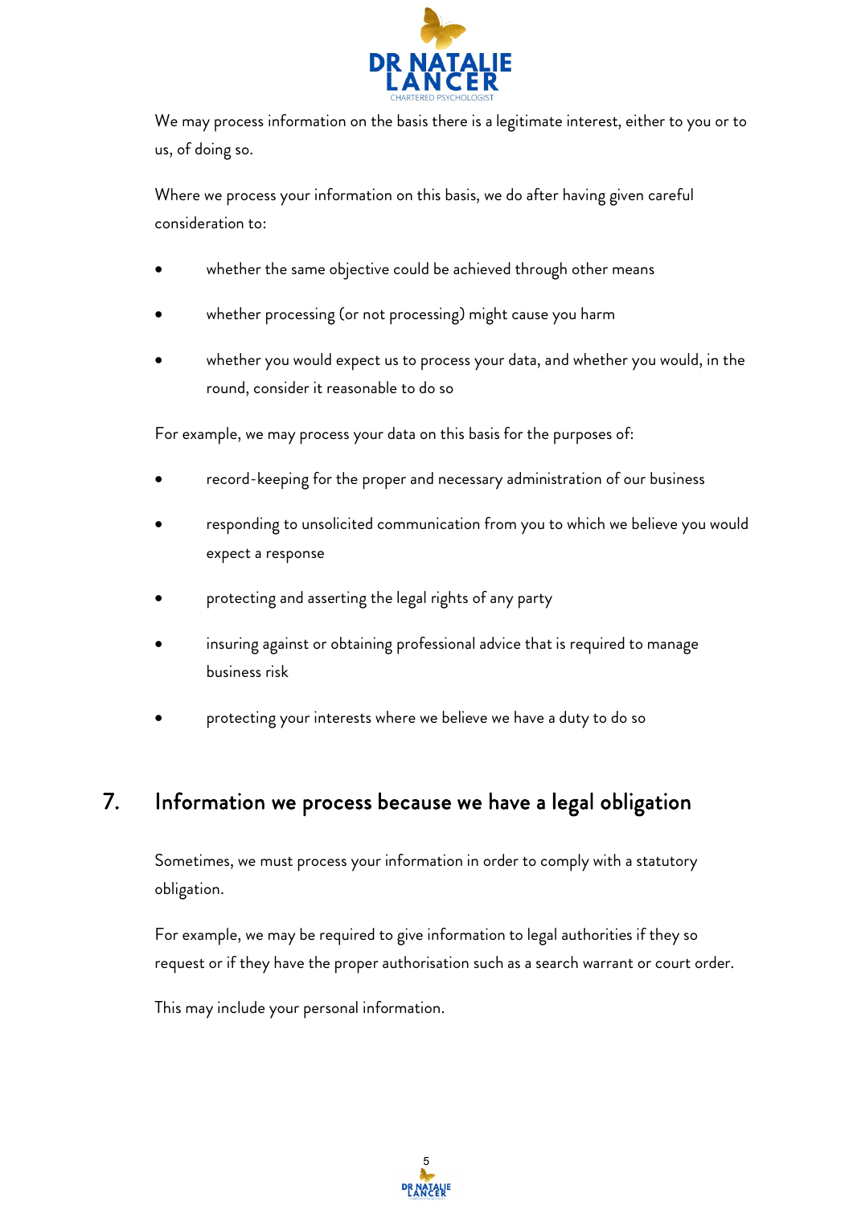We may process information on the basis there is a legitimate interest, either to you or to us, of doing so.

Where we process your information on this basis, we do after having given careful consideration to:

- whether the same objective could be achieved through other means
- whether processing (or not processing) might cause you harm
- whether you would expect us to process your data, and whether you would, in the round, consider it reasonable to do so

For example, we may process your data on this basis for the purposes of:

- record-keeping for the proper and necessary administration of our business
- responding to unsolicited communication from you to which we believe you would expect a response
- protecting and asserting the legal rights of any party
- insuring against or obtaining professional advice that is required to manage business risk
- protecting your interests where we believe we have a duty to do so

## 7. Information we process because we have a legal obligation

Sometimes, we must process your information in order to comply with a statutory obligation.

For example, we may be required to give information to legal authorities if they so request or if they have the proper authorisation such as a search warrant or court order.

This may include your personal information.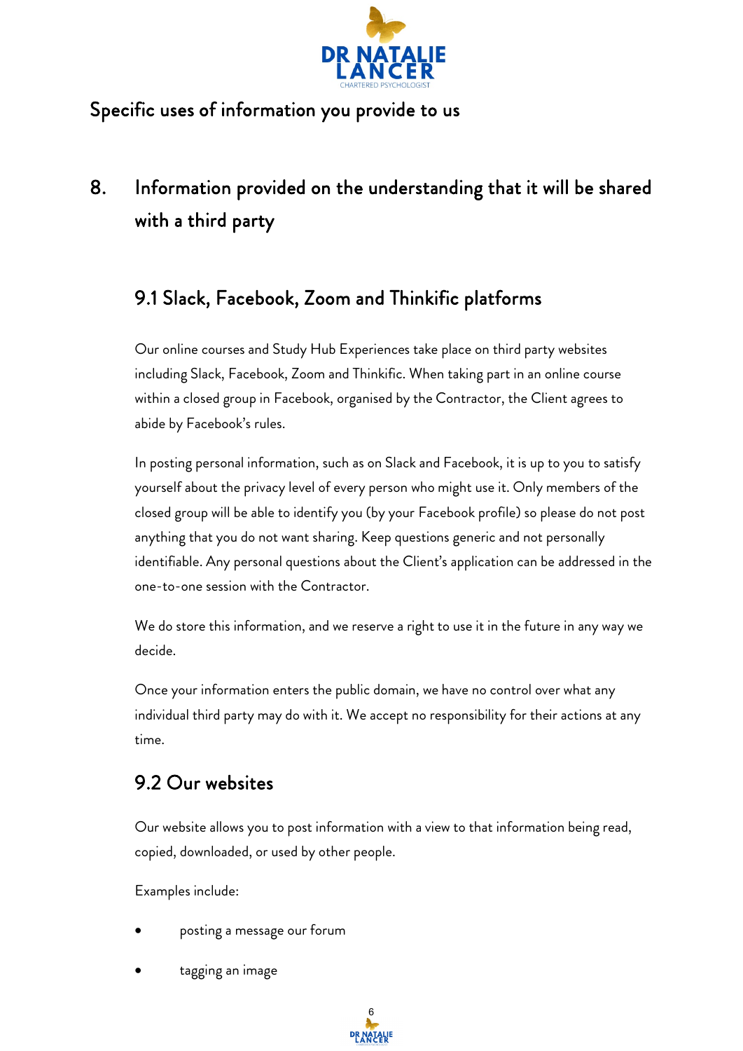Specific uses of information you provide to us

## 8. Information provided on the understanding that it will be shared with a third party

### 9.1 Slack, Facebook, Zoom and Thinkific platforms

Our online courses and Study Hub Experiences take place on third party websites including Slack, Facebook, Zoom and Thinkific. When taking part in an online course within a closed group in Facebook, organised by the Contractor, the Client agrees to abide by Facebook's rules.

In posting personal information, such as on Slack and Facebook, it is up to you to satisfy yourself about the privacy level of every person who might use it. Only members of the closed group will be able to identify you (by your Facebook profile) so please do not post anything that you do not want sharing. Keep questions generic and not personally identifiable. Any personal questions about the Client's application can be addressed in the one-to-one session with the Contractor.

We do store this information, and we reserve a right to use it in the future in any way we decide.

Once your information enters the public domain, we have no control over what any individual third party may do with it. We accept no responsibility for their actions at any time.

### 9.2 Our websites

Our website allows you to post information with a view to that information being read, copied, downloaded, or used by other people.

Examples include:

- posting a message our forum
- tagging an image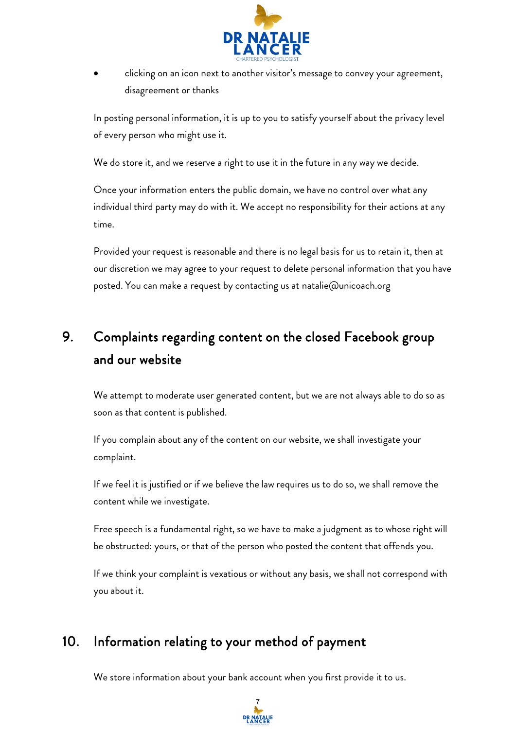- clicking on an icon next to another visitor's message to convey your agreement, disagreement or thanks

In posting personal information, it is up to you to satisfy yourself about the privacy level of every person who might use it.

We do store it, and we reserve a right to use it in the future in any way we decide.

Once your information enters the public domain, we have no control over what any individual third party may do with it. We accept no responsibility for their actions at any time.

Provided your request is reasonable and there is no legal basis for us to retain it, then at our discretion we may agree to your request to delete personal information that you have posted. You can make a request by contacting us at natalie@unicoach.org

## 9. Complaints regarding content on the closed Facebook group and our website

We attempt to moderate user generated content, but we are not always able to do so as soon as that content is published.

If you complain about any of the content on our website, we shall investigate your complaint.

If we feel it is justified or if we believe the law requires us to do so, we shall remove the content while we investigate.

Free speech is a fundamental right, so we have to make a judgment as to whose right will be obstructed: yours, or that of the person who posted the content that offends you.

If we think your complaint is vexatious or without any basis, we shall not correspond with you about it.

## 10. Information relating to your method of payment

We store information about your bank account when you first provide it to us.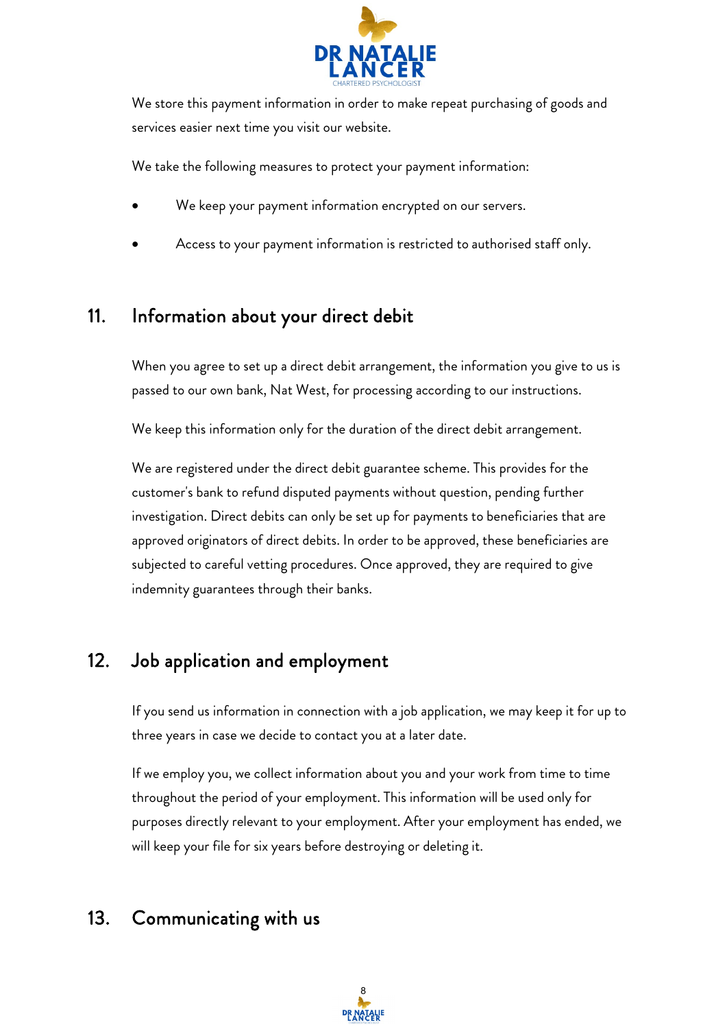We store this payment information in order to make repeat purchasing of goods and services easier next time you visit our website.

We take the following measures to protect your payment information:

- We keep your payment information encrypted on our servers.
- Access to your payment information is restricted to authorised staff only.

## 11. Information about your direct debit

When you agree to set up a direct debit arrangement, the information you give to us is passed to our own bank, Nat West, for processing according to our instructions.

We keep this information only for the duration of the direct debit arrangement.

We are registered under the direct debit guarantee scheme. This provides for the customer's bank to refund disputed payments without question, pending further investigation. Direct debits can only be set up for payments to beneficiaries that are approved originators of direct debits. In order to be approved, these beneficiaries are subjected to careful vetting procedures. Once approved, they are required to give indemnity guarantees through their banks.

## 12. Job application and employment

If you send us information in connection with a job application, we may keep it for up to three years in case we decide to contact you at a later date.

If we employ you, we collect information about you and your work from time to time throughout the period of your employment. This information will be used only for purposes directly relevant to your employment. After your employment has ended, we will keep your file for six years before destroying or deleting it.

## 13. Communicating with us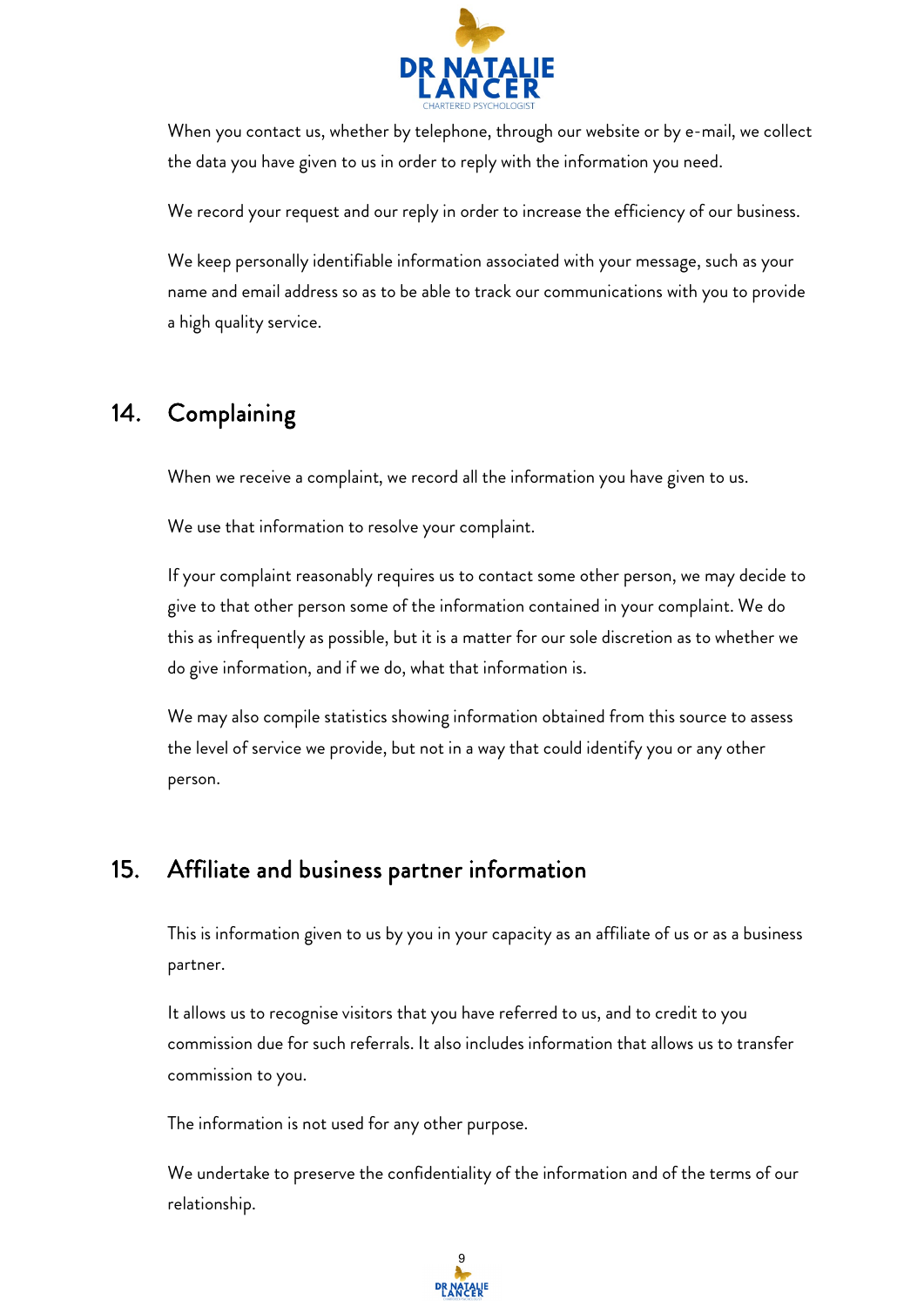When you contact us, whether by telephone, through our website or by e-mail, we collect the data you have given to us in order to reply with the information you need.

We record your request and our reply in order to increase the efficiency of our business.

We keep personally identifiable information associated with your message, such as your name and email address so as to be able to track our communications with you to provide a high quality service.

## 14. Complaining

When we receive a complaint, we record all the information you have given to us.

We use that information to resolve your complaint.

If your complaint reasonably requires us to contact some other person, we may decide to give to that other person some of the information contained in your complaint. We do this as infrequently as possible, but it is a matter for our sole discretion as to whether we do give information, and if we do, what that information is.

We may also compile statistics showing information obtained from this source to assess the level of service we provide, but not in a way that could identify you or any other person.

## 15. Affiliate and business partner information

This is information given to us by you in your capacity as an affiliate of us or as a business partner.

It allows us to recognise visitors that you have referred to us, and to credit to you commission due for such referrals. It also includes information that allows us to transfer commission to you.

The information is not used for any other purpose.

We undertake to preserve the confidentiality of the information and of the terms of our relationship.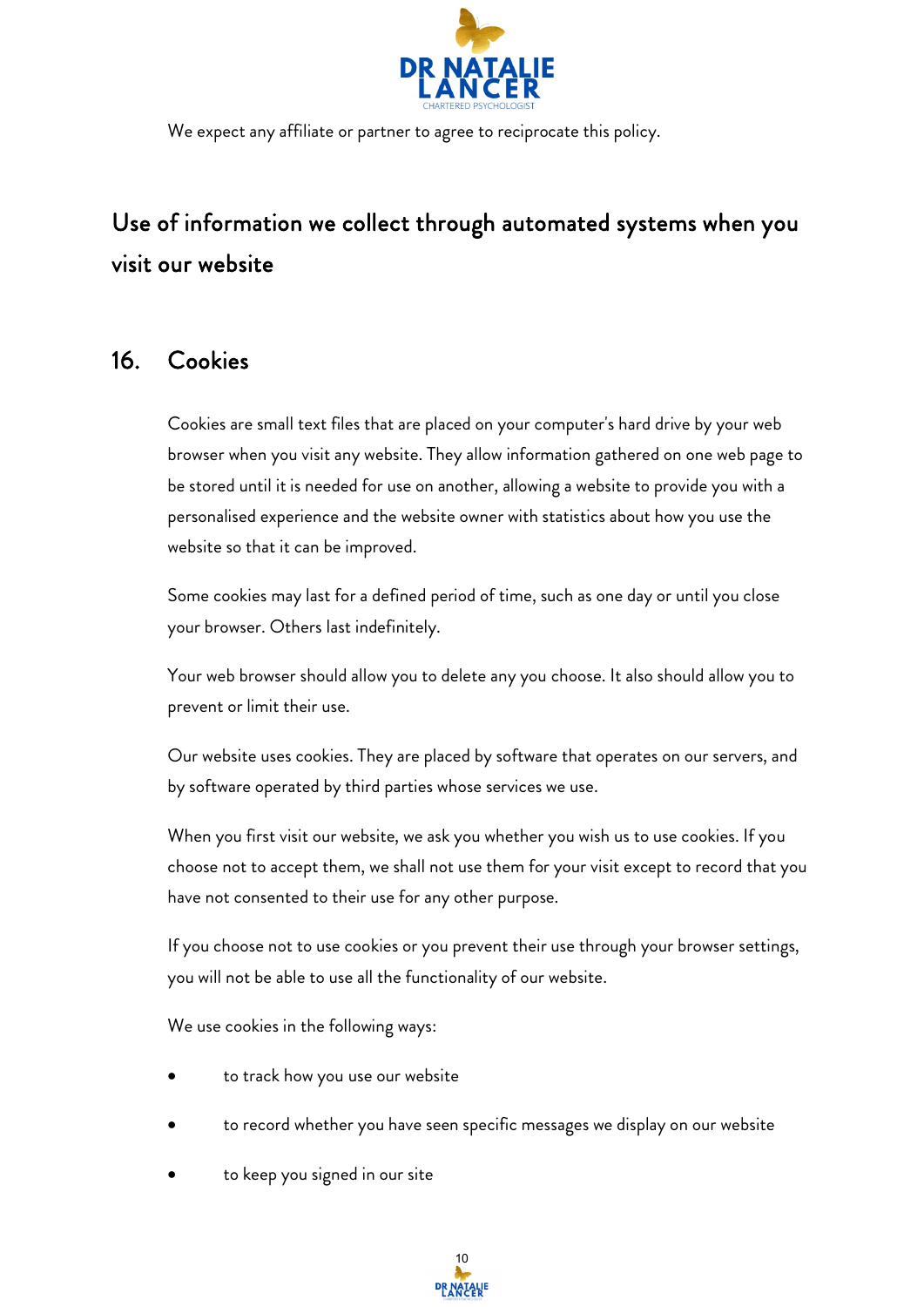We expect any affiliate or partner to agree to reciprocate this policy.

## Use of information we collect through automated systems when you visit our website

### 16. Cookies

Cookies are small text files that are placed on your computer's hard drive by your web browser when you visit any website. They allow information gathered on one web page to be stored until it is needed for use on another, allowing a website to provide you with a personalised experience and the website owner with statistics about how you use the website so that it can be improved.

Some cookies may last for a defined period of time, such as one day or until you close your browser. Others last indefinitely.

Your web browser should allow you to delete any you choose. It also should allow you to prevent or limit their use.

Our website uses cookies. They are placed by software that operates on our servers, and by software operated by third parties whose services we use.

When you first visit our website, we ask you whether you wish us to use cookies. If you choose not to accept them, we shall not use them for your visit except to record that you have not consented to their use for any other purpose.

If you choose not to use cookies or you prevent their use through your browser settings, you will not be able to use all the functionality of our website.

We use cookies in the following ways:

- to track how you use our website
- to record whether you have seen specific messages we display on our website
- to keep you signed in our site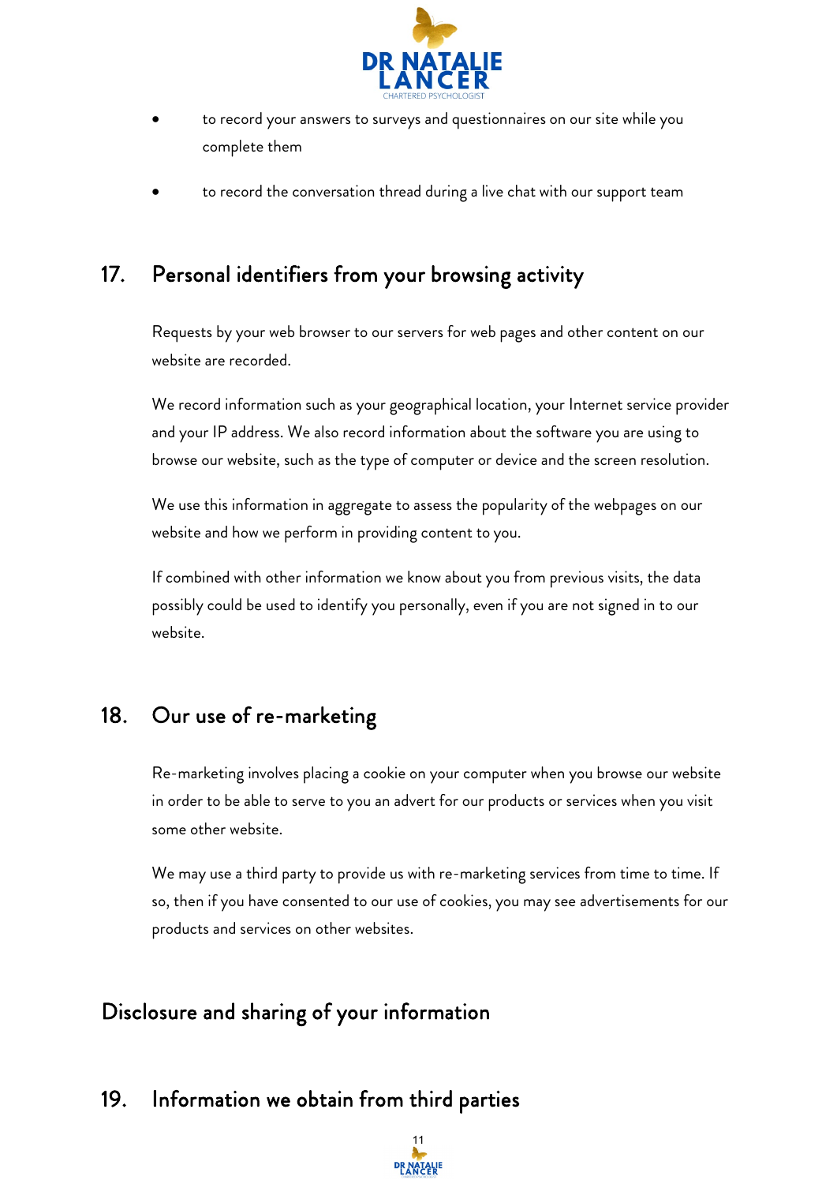- to record your answers to surveys and questionnaires on our site while you complete them
- to record the conversation thread during a live chat with our support team

## 17. Personal identifiers from your browsing activity

Requests by your web browser to our servers for web pages and other content on our website are recorded.

We record information such as your geographical location, your Internet service provider and your IP address. We also record information about the software you are using to browse our website, such as the type of computer or device and the screen resolution.

We use this information in aggregate to assess the popularity of the webpages on our website and how we perform in providing content to you.

If combined with other information we know about you from previous visits, the data possibly could be used to identify you personally, even if you are not signed in to our website.

## 18. Our use of re-marketing

Re-marketing involves placing a cookie on your computer when you browse our website in order to be able to serve to you an advert for our products or services when you visit some other website.

We may use a third party to provide us with re-marketing services from time to time. If so, then if you have consented to our use of cookies, you may see advertisements for our products and services on other websites.

# Disclosure and sharing of your information

## 19. Information we obtain from third parties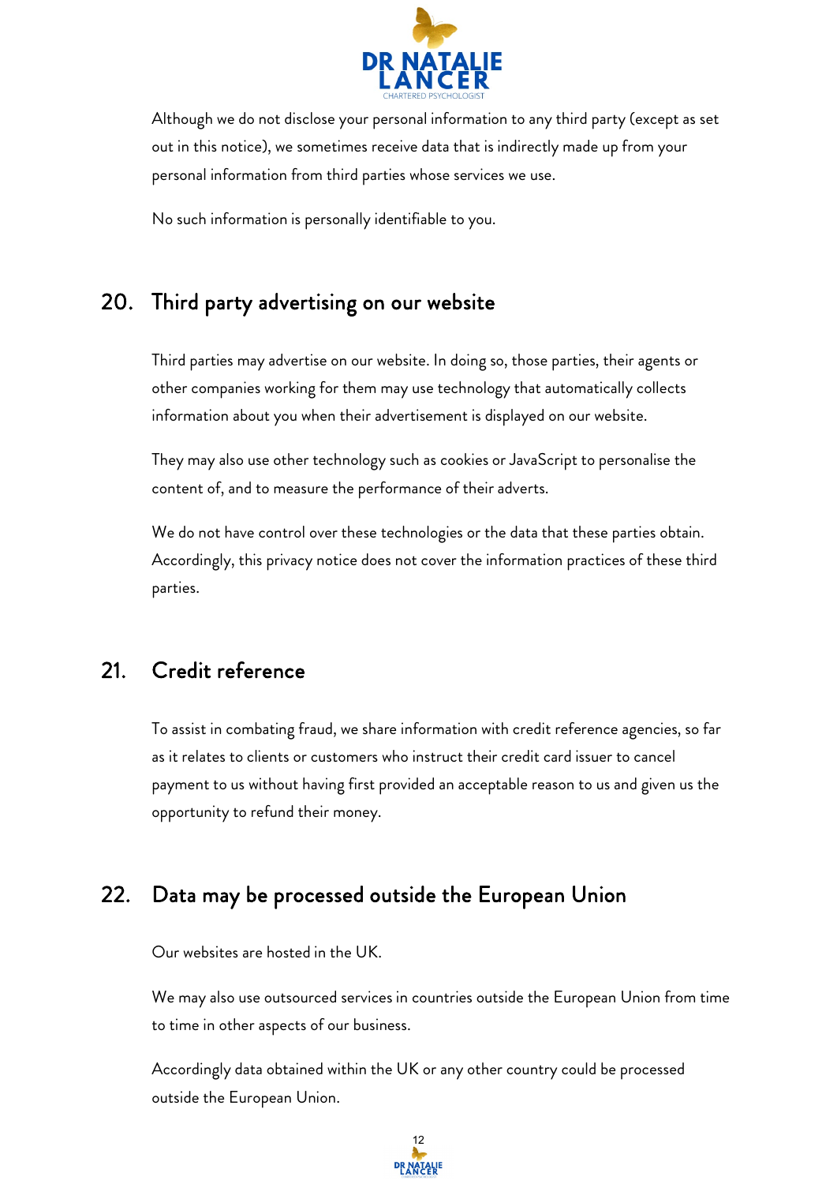Although we do not disclose your personal information to any third party (except as set out in this notice), we sometimes receive data that is indirectly made up from your personal information from third parties whose services we use.

No such information is personally identifiable to you.

## 20. Third party advertising on our website

Third parties may advertise on our website. In doing so, those parties, their agents or other companies working for them may use technology that automatically collects information about you when their advertisement is displayed on our website.

They may also use other technology such as cookies or JavaScript to personalise the content of, and to measure the performance of their adverts.

We do not have control over these technologies or the data that these parties obtain. Accordingly, this privacy notice does not cover the information practices of these third parties.

## 21. Credit reference

To assist in combating fraud, we share information with credit reference agencies, so far as it relates to clients or customers who instruct their credit card issuer to cancel payment to us without having first provided an acceptable reason to us and given us the opportunity to refund their money.

## 22. Data may be processed outside the European Union

Our websites are hosted in the UK.

We may also use outsourced services in countries outside the European Union from time to time in other aspects of our business.

Accordingly data obtained within the UK or any other country could be processed outside the European Union.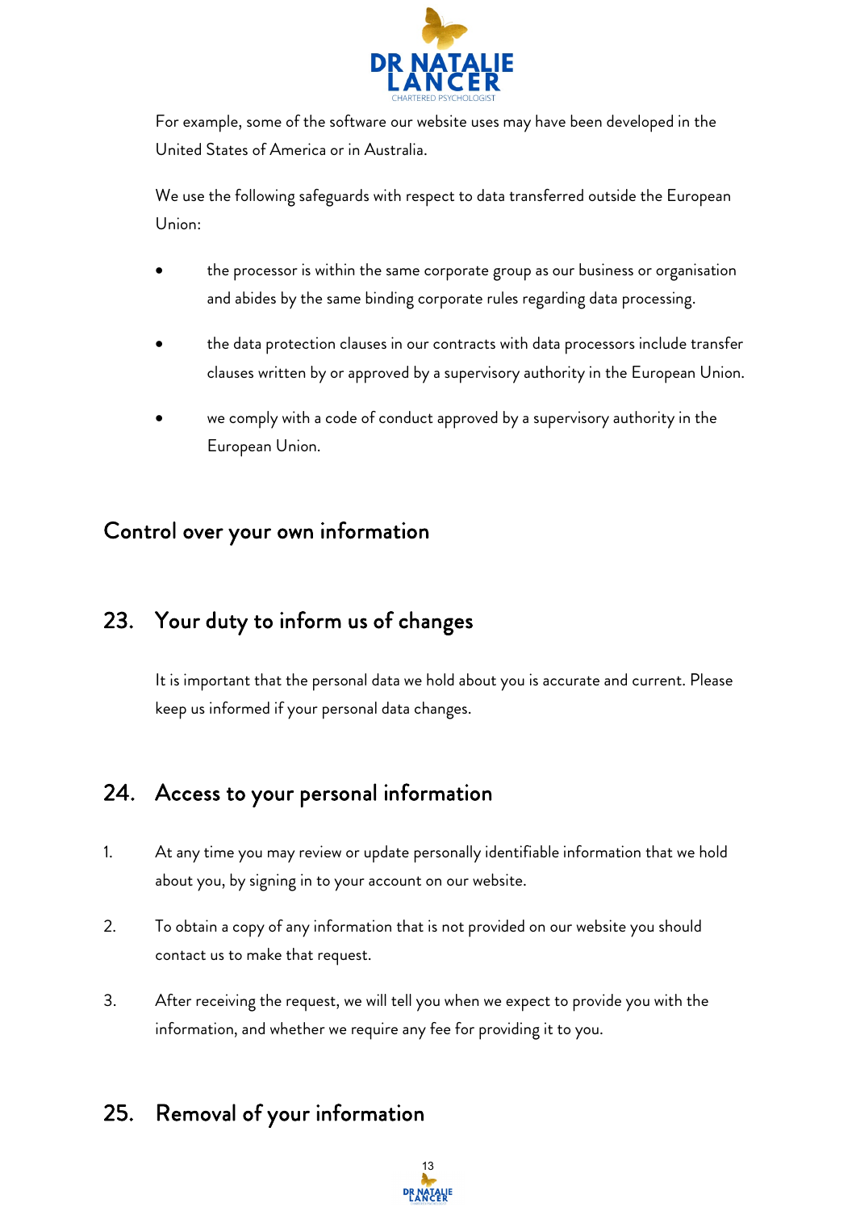For example, some of the software our website uses may have been developed in the United States of America or in Australia.

We use the following safeguards with respect to data transferred outside the European Union:

- the processor is within the same corporate group as our business or organisation and abides by the same binding corporate rules regarding data processing.
- the data protection clauses in our contracts with data processors include transfer clauses written by or approved by a supervisory authority in the European Union.
- we comply with a code of conduct approved by a supervisory authority in the European Union.

## Control over your own information

## 23. Your duty to inform us of changes

It is important that the personal data we hold about you is accurate and current. Please keep us informed if your personal data changes.

## 24. Access to your personal information

1. At any time you may review or update personally identifiable information that we hold about you, by signing in to your account on our website.
2. To obtain a copy of any information that is not provided on our website you should contact us to make that request.
3. After receiving the request, we will tell you when we expect to provide you with the information, and whether we require any fee for providing it to you.

## 25. Removal of your information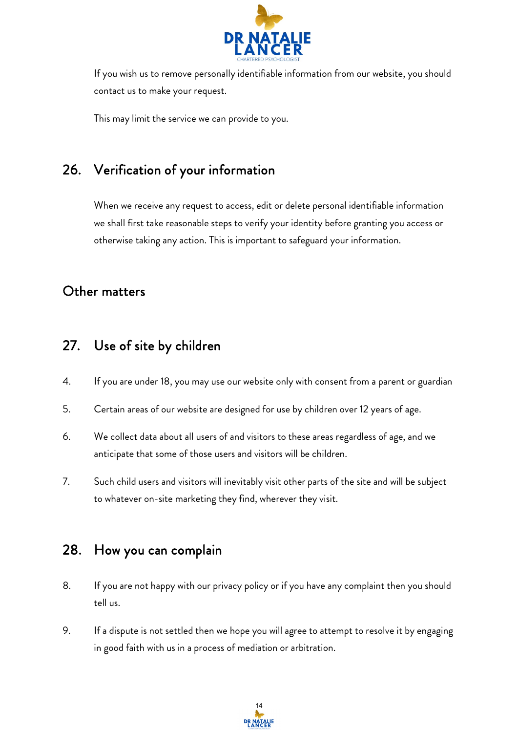If you wish us to remove personally identifiable information from our website, you should contact us to make your request.

This may limit the service we can provide to you.

## 26. Verification of your information

When we receive any request to access, edit or delete personal identifiable information we shall first take reasonable steps to verify your identity before granting you access or otherwise taking any action. This is important to safeguard your information.

# Other matters

## 27. Use of site by children

4. If you are under 18, you may use our website only with consent from a parent or guardian

5. Certain areas of our website are designed for use by children over 12 years of age.

6. We collect data about all users of and visitors to these areas regardless of age, and we anticipate that some of those users and visitors will be children.

7. Such child users and visitors will inevitably visit other parts of the site and will be subject to whatever on-site marketing they find, wherever they visit.

## 28. How you can complain

8. If you are not happy with our privacy policy or if you have any complaint then you should tell us.

9. If a dispute is not settled then we hope you will agree to attempt to resolve it by engaging in good faith with us in a process of mediation or arbitration.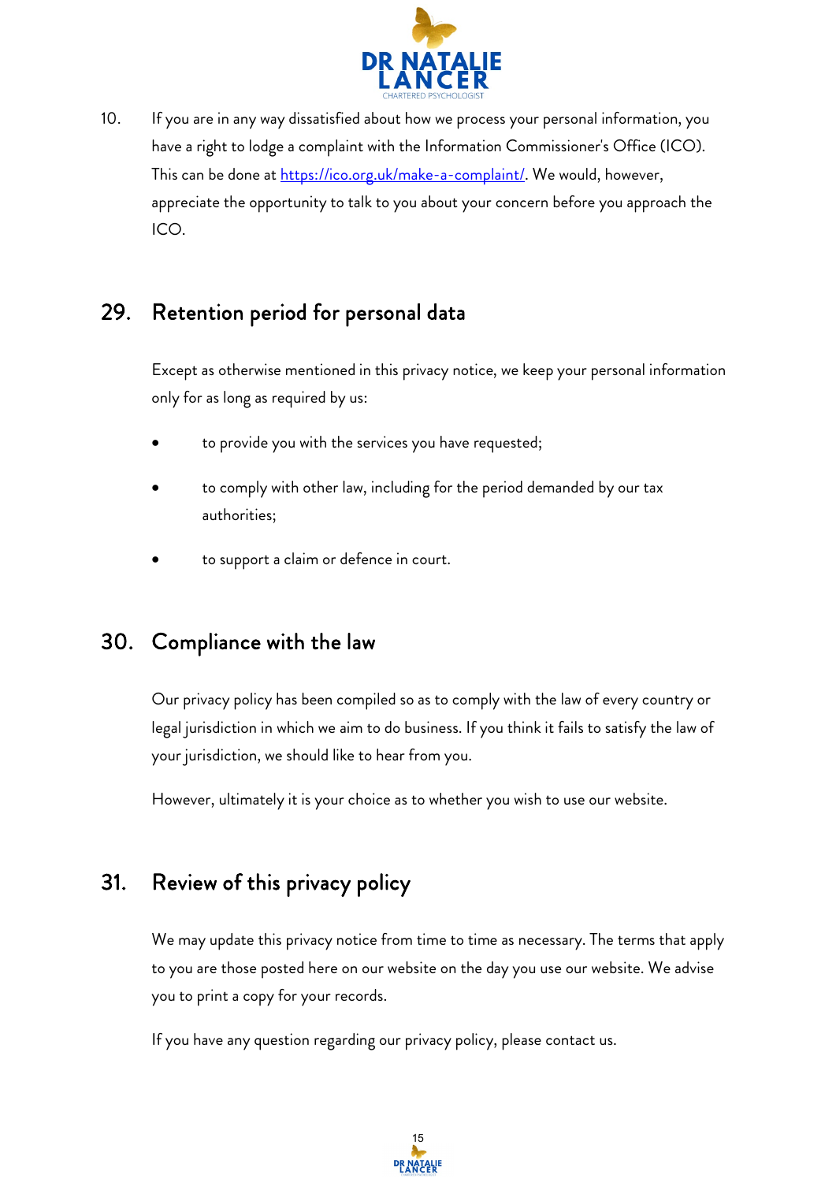10. If you are in any way dissatisfied about how we process your personal information, you have a right to lodge a complaint with the Information Commissioner's Office (ICO). This can be done at https://ico.org.uk/make-a-complaint/. We would, however, appreciate the opportunity to talk to you about your concern before you approach the ICO.

## 29. Retention period for personal data

Except as otherwise mentioned in this privacy notice, we keep your personal information only for as long as required by us:

- to provide you with the services you have requested;
- to comply with other law, including for the period demanded by our tax authorities;
- to support a claim or defence in court.

## 30. Compliance with the law

Our privacy policy has been compiled so as to comply with the law of every country or legal jurisdiction in which we aim to do business. If you think it fails to satisfy the law of your jurisdiction, we should like to hear from you.

However, ultimately it is your choice as to whether you wish to use our website.

## 31. Review of this privacy policy

We may update this privacy notice from time to time as necessary. The terms that apply to you are those posted here on our website on the day you use our website. We advise you to print a copy for your records.

If you have any question regarding our privacy policy, please contact us.